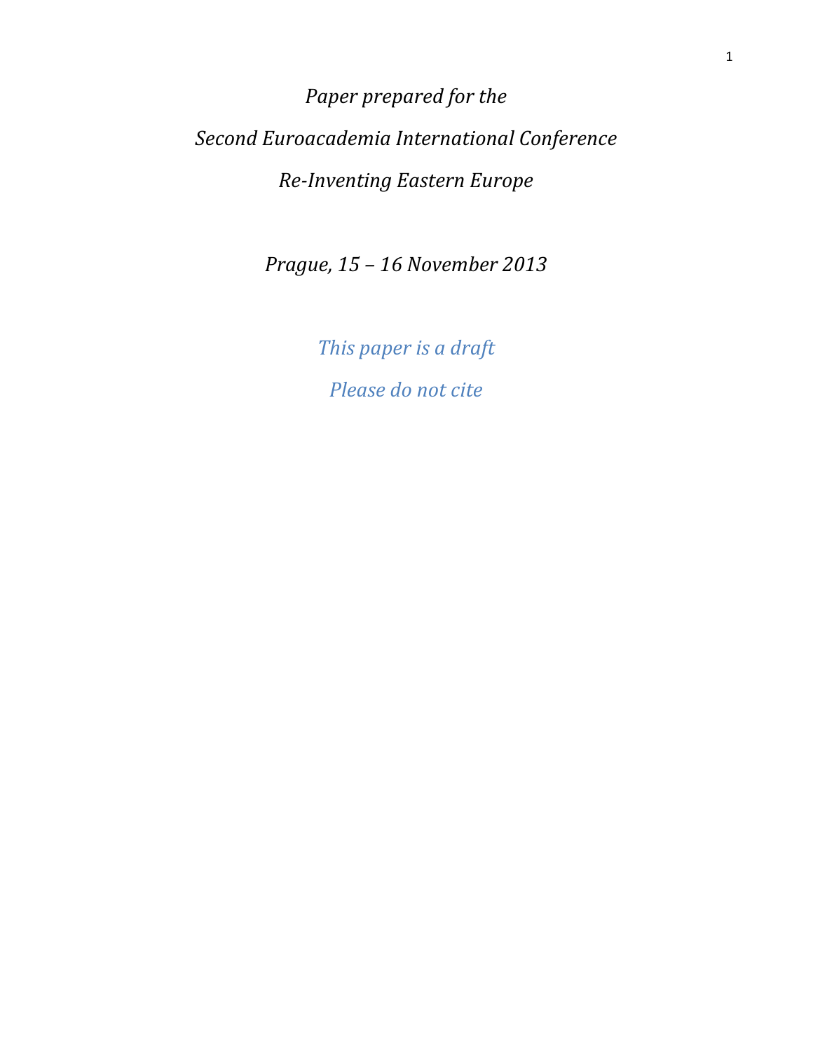*Paper prepared for the*

*Second Euroacademia International Conference*

*Re-Inventing Eastern Europe*

*Prague, 15 – 16 November 2013*

*This paper is a draft*

*Please do not cite*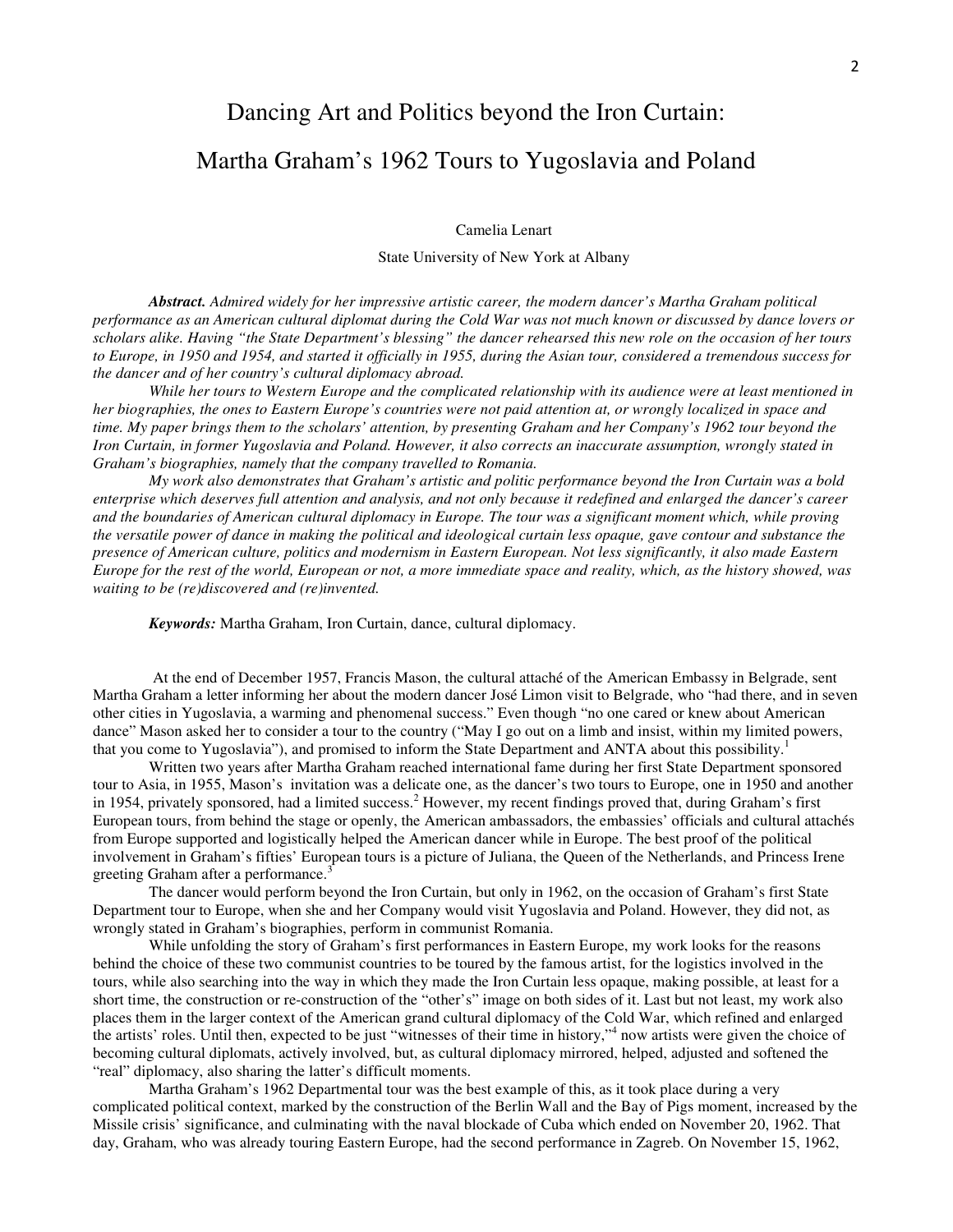# Dancing Art and Politics beyond the Iron Curtain: Martha Graham's 1962 Tours to Yugoslavia and Poland

Camelia Lenart

State University of New York at Albany

***Abstract.*** *Admired widely for her impressive artistic career, the modern dancer's Martha Graham political performance as an American cultural diplomat during the Cold War was not much known or discussed by dance lovers or scholars alike. Having "the State Department's blessing" the dancer rehearsed this new role on the occasion of her tours to Europe, in 1950 and 1954, and started it officially in 1955, during the Asian tour, considered a tremendous success for the dancer and of her country's cultural diplomacy abroad.*

*While her tours to Western Europe and the complicated relationship with its audience were at least mentioned in her biographies, the ones to Eastern Europe's countries were not paid attention at, or wrongly localized in space and time. My paper brings them to the scholars' attention, by presenting Graham and her Company's 1962 tour beyond the Iron Curtain, in former Yugoslavia and Poland. However, it also corrects an inaccurate assumption, wrongly stated in Graham's biographies, namely that the company travelled to Romania.*

*My work also demonstrates that Graham's artistic and politic performance beyond the Iron Curtain was a bold enterprise which deserves full attention and analysis, and not only because it redefined and enlarged the dancer's career and the boundaries of American cultural diplomacy in Europe. The tour was a significant moment which, while proving the versatile power of dance in making the political and ideological curtain less opaque, gave contour and substance the presence of American culture, politics and modernism in Eastern European. Not less significantly, it also made Eastern Europe for the rest of the world, European or not, a more immediate space and reality, which, as the history showed, was waiting to be (re)discovered and (re)invented.*

***Keywords:*** Martha Graham, Iron Curtain, dance, cultural diplomacy.

At the end of December 1957, Francis Mason, the cultural attaché of the American Embassy in Belgrade, sent Martha Graham a letter informing her about the modern dancer José Limon visit to Belgrade, who "had there, and in seven other cities in Yugoslavia, a warming and phenomenal success." Even though "no one cared or knew about American dance" Mason asked her to consider a tour to the country ("May I go out on a limb and insist, within my limited powers, that you come to Yugoslavia"), and promised to inform the State Department and ANTA about this possibility.[1]

Written two years after Martha Graham reached international fame during her first State Department sponsored tour to Asia, in 1955, Mason's invitation was a delicate one, as the dancer's two tours to Europe, one in 1950 and another in 1954, privately sponsored, had a limited success.[2] However, my recent findings proved that, during Graham's first European tours, from behind the stage or openly, the American ambassadors, the embassies' officials and cultural attachés from Europe supported and logistically helped the American dancer while in Europe. The best proof of the political involvement in Graham's fifties' European tours is a picture of Juliana, the Queen of the Netherlands, and Princess Irene greeting Graham after a performance.[3]

The dancer would perform beyond the Iron Curtain, but only in 1962, on the occasion of Graham's first State Department tour to Europe, when she and her Company would visit Yugoslavia and Poland. However, they did not, as wrongly stated in Graham's biographies, perform in communist Romania.

While unfolding the story of Graham's first performances in Eastern Europe, my work looks for the reasons behind the choice of these two communist countries to be toured by the famous artist, for the logistics involved in the tours, while also searching into the way in which they made the Iron Curtain less opaque, making possible, at least for a short time, the construction or re-construction of the "other's" image on both sides of it. Last but not least, my work also places them in the larger context of the American grand cultural diplomacy of the Cold War, which refined and enlarged the artists' roles. Until then, expected to be just "witnesses of their time in history,"[4] now artists were given the choice of becoming cultural diplomats, actively involved, but, as cultural diplomacy mirrored, helped, adjusted and softened the "real" diplomacy, also sharing the latter's difficult moments.

Martha Graham's 1962 Departmental tour was the best example of this, as it took place during a very complicated political context, marked by the construction of the Berlin Wall and the Bay of Pigs moment, increased by the Missile crisis' significance, and culminating with the naval blockade of Cuba which ended on November 20, 1962. That day, Graham, who was already touring Eastern Europe, had the second performance in Zagreb. On November 15, 1962,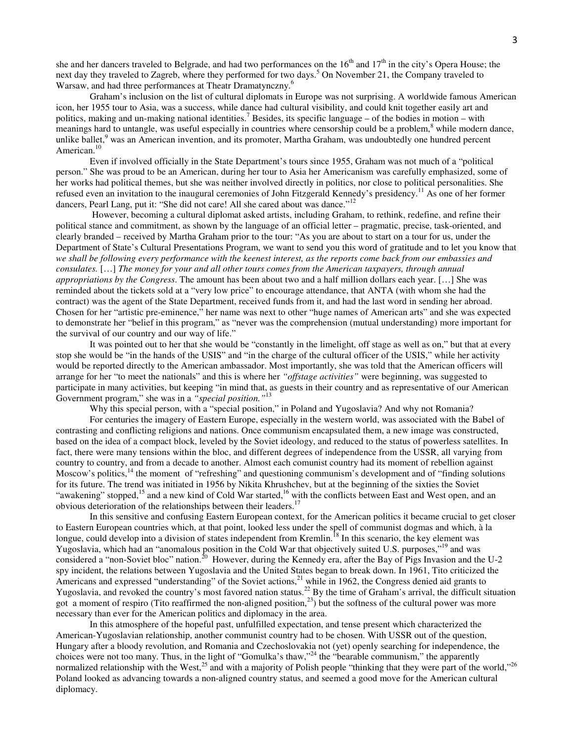she and her dancers traveled to Belgrade, and had two performances on the 16th and 17th in the city's Opera House; the next day they traveled to Zagreb, where they performed for two days.[5] On November 21, the Company traveled to Warsaw, and had three performances at Theatr Dramatyczny.[6]

Graham's inclusion on the list of cultural diplomats in Europe was not surprising. A worldwide famous American icon, her 1955 tour to Asia, was a success, while dance had cultural visibility, and could knit together easily art and politics, making and un-making national identities.[7] Besides, its specific language – of the bodies in motion – with meanings hard to untangle, was useful especially in countries where censorship could be a problem,[8] while modern dance, unlike ballet,[9] was an American invention, and its promoter, Martha Graham, was undoubtedly one hundred percent American.[10]

Even if involved officially in the State Department's tours since 1955, Graham was not much of a "political person." She was proud to be an American, during her tour to Asia her Americanism was carefully emphasized, some of her works had political themes, but she was neither involved directly in politics, nor close to political personalities. She refused even an invitation to the inaugural ceremonies of John Fitzgerald Kennedy's presidency.[11] As one of her former dancers, Pearl Lang, put it: "She did not care! All she cared about was dance."[12]

However, becoming a cultural diplomat asked artists, including Graham, to rethink, redefine, and refine their political stance and commitment, as shown by the language of an official letter – pragmatic, precise, task-oriented, and clearly branded – received by Martha Graham prior to the tour: "As you are about to start on a tour for us, under the Department of State's Cultural Presentations Program, we want to send you this word of gratitude and to let you know that *we shall be following every performance with the keenest interest, as the reports come back from our embassies and consulates.* […] *The money for your and all other tours comes from the American taxpayers, through annual appropriations by the Congress.* The amount has been about two and a half million dollars each year. […] She was reminded about the tickets sold at a "very low price" to encourage attendance, that ANTA (with whom she had the contract) was the agent of the State Department, received funds from it, and had the last word in sending her abroad. Chosen for her "artistic pre-eminence," her name was next to other "huge names of American arts" and she was expected to demonstrate her "belief in this program," as "never was the comprehension (mutual understanding) more important for the survival of our country and our way of life."

It was pointed out to her that she would be "constantly in the limelight, off stage as well as on," but that at every stop she would be "in the hands of the USIS" and "in the charge of the cultural officer of the USIS," while her activity would be reported directly to the American ambassador. Most importantly, she was told that the American officers will arrange for her "to meet the nationals" and this is where her *"offstage activities"* were beginning, was suggested to participate in many activities, but keeping "in mind that, as guests in their country and as representative of our American Government program," she was in a *"special position."*[13]

Why this special person, with a "special position," in Poland and Yugoslavia? And why not Romania?

For centuries the imagery of Eastern Europe, especially in the western world, was associated with the Babel of contrasting and conflicting religions and nations. Once communism encapsulated them, a new image was constructed, based on the idea of a compact block, leveled by the Soviet ideology, and reduced to the status of powerless satellites. In fact, there were many tensions within the bloc, and different degrees of independence from the USSR, all varying from country to country, and from a decade to another. Almost each comunist country had its moment of rebellion against Moscow's politics,[14] the moment of "refreshing" and questioning communism's development and of "finding solutions for its future. The trend was initiated in 1956 by Nikita Khrushchev, but at the beginning of the sixties the Soviet "awakening" stopped,[15] and a new kind of Cold War started,[16] with the conflicts between East and West open, and an obvious deterioration of the relationships between their leaders.[17]

In this sensitive and confusing Eastern European context, for the American politics it became crucial to get closer to Eastern European countries which, at that point, looked less under the spell of communist dogmas and which, à la longue, could develop into a division of states independent from Kremlin.[18] In this scenario, the key element was Yugoslavia, which had an "anomalous position in the Cold War that objectively suited U.S. purposes,"[19] and was considered a "non-Soviet bloc" nation.[20] However, during the Kennedy era, after the Bay of Pigs Invasion and the U-2 spy incident, the relations between Yugoslavia and the United States began to break down. In 1961, Tito criticized the Americans and expressed "understanding" of the Soviet actions,[21] while in 1962, the Congress denied aid grants to Yugoslavia, and revoked the country's most favored nation status.[22] By the time of Graham's arrival, the difficult situation got a moment of respiro (Tito reaffirmed the non-aligned position,[23]) but the softness of the cultural power was more necessary than ever for the American politics and diplomacy in the area.

In this atmosphere of the hopeful past, unfulfilled expectation, and tense present which characterized the American-Yugoslavian relationship, another communist country had to be chosen. With USSR out of the question, Hungary after a bloody revolution, and Romania and Czechoslovakia not (yet) openly searching for independence, the choices were not too many. Thus, in the light of "Gomulka's thaw,"[24] the "bearable communism," the apparently normalized relationship with the West,[25] and with a majority of Polish people "thinking that they were part of the world,"[26] Poland looked as advancing towards a non-aligned country status, and seemed a good move for the American cultural diplomacy.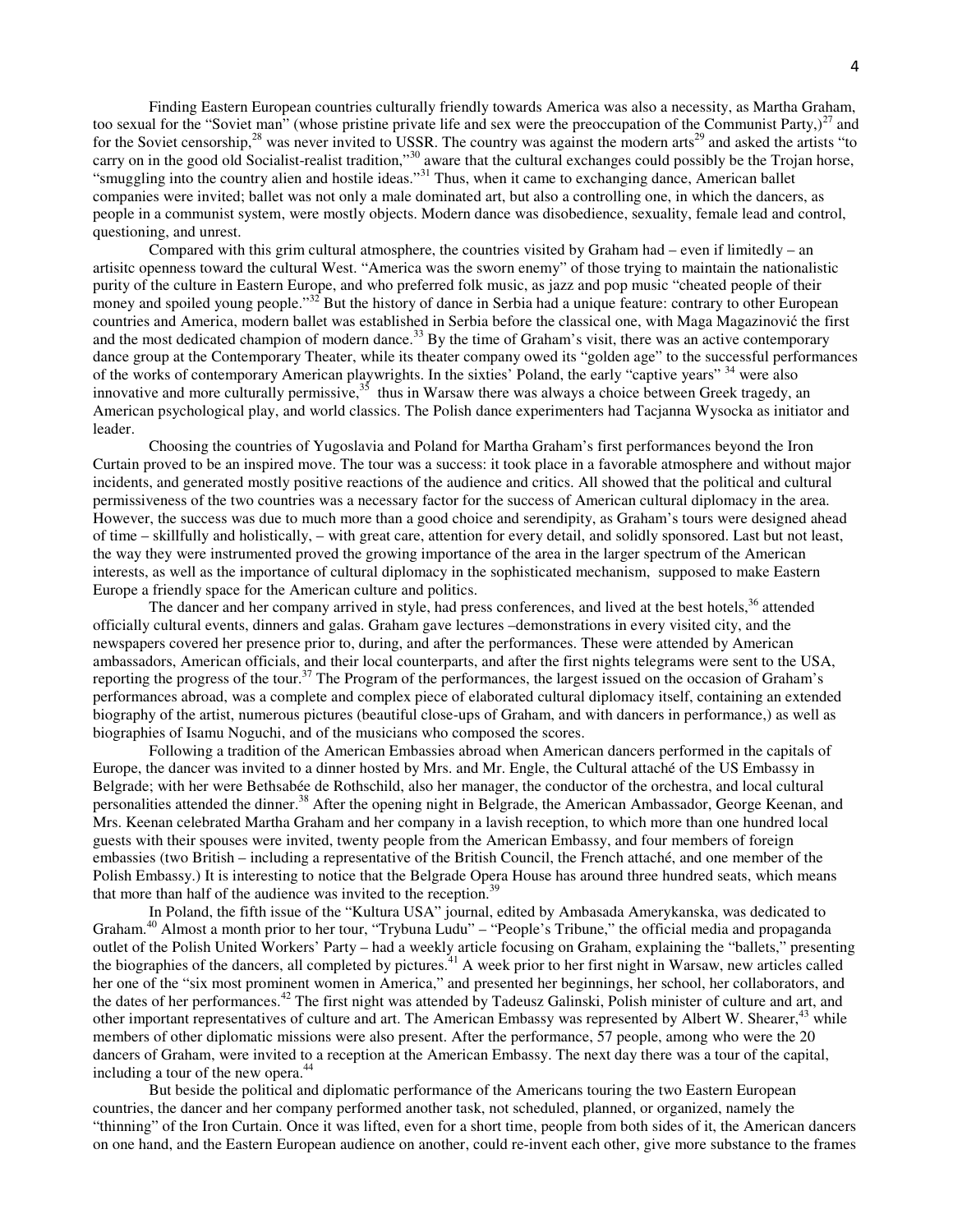Finding Eastern European countries culturally friendly towards America was also a necessity, as Martha Graham, too sexual for the "Soviet man" (whose pristine private life and sex were the preoccupation of the Communist Party,)[27] and for the Soviet censorship,[28] was never invited to USSR. The country was against the modern arts[29] and asked the artists "to carry on in the good old Socialist-realist tradition,"[30] aware that the cultural exchanges could possibly be the Trojan horse, "smuggling into the country alien and hostile ideas."[31] Thus, when it came to exchanging dance, American ballet companies were invited; ballet was not only a male dominated art, but also a controlling one, in which the dancers, as people in a communist system, were mostly objects. Modern dance was disobedience, sexuality, female lead and control, questioning, and unrest.

Compared with this grim cultural atmosphere, the countries visited by Graham had – even if limitedly – an artisitc openness toward the cultural West. "America was the sworn enemy" of those trying to maintain the nationalistic purity of the culture in Eastern Europe, and who preferred folk music, as jazz and pop music "cheated people of their money and spoiled young people."[32] But the history of dance in Serbia had a unique feature: contrary to other European countries and America, modern ballet was established in Serbia before the classical one, with Maga Magazinović the first and the most dedicated champion of modern dance.[33] By the time of Graham's visit, there was an active contemporary dance group at the Contemporary Theater, while its theater company owed its "golden age" to the successful performances of the works of contemporary American playwrights. In the sixties' Poland, the early "captive years" [34] were also innovative and more culturally permissive,[35] thus in Warsaw there was always a choice between Greek tragedy, an American psychological play, and world classics. The Polish dance experimenters had Tacjanna Wysocka as initiator and leader.

Choosing the countries of Yugoslavia and Poland for Martha Graham's first performances beyond the Iron Curtain proved to be an inspired move. The tour was a success: it took place in a favorable atmosphere and without major incidents, and generated mostly positive reactions of the audience and critics. All showed that the political and cultural permissiveness of the two countries was a necessary factor for the success of American cultural diplomacy in the area. However, the success was due to much more than a good choice and serendipity, as Graham's tours were designed ahead of time – skillfully and holistically, – with great care, attention for every detail, and solidly sponsored. Last but not least, the way they were instrumented proved the growing importance of the area in the larger spectrum of the American interests, as well as the importance of cultural diplomacy in the sophisticated mechanism, supposed to make Eastern Europe a friendly space for the American culture and politics.

The dancer and her company arrived in style, had press conferences, and lived at the best hotels,[36] attended officially cultural events, dinners and galas. Graham gave lectures –demonstrations in every visited city, and the newspapers covered her presence prior to, during, and after the performances. These were attended by American ambassadors, American officials, and their local counterparts, and after the first nights telegrams were sent to the USA, reporting the progress of the tour.[37] The Program of the performances, the largest issued on the occasion of Graham's performances abroad, was a complete and complex piece of elaborated cultural diplomacy itself, containing an extended biography of the artist, numerous pictures (beautiful close-ups of Graham, and with dancers in performance,) as well as biographies of Isamu Noguchi, and of the musicians who composed the scores.

Following a tradition of the American Embassies abroad when American dancers performed in the capitals of Europe, the dancer was invited to a dinner hosted by Mrs. and Mr. Engle, the Cultural attaché of the US Embassy in Belgrade; with her were Bethsabée de Rothschild, also her manager, the conductor of the orchestra, and local cultural personalities attended the dinner.[38] After the opening night in Belgrade, the American Ambassador, George Keenan, and Mrs. Keenan celebrated Martha Graham and her company in a lavish reception, to which more than one hundred local guests with their spouses were invited, twenty people from the American Embassy, and four members of foreign embassies (two British – including a representative of the British Council, the French attaché, and one member of the Polish Embassy.) It is interesting to notice that the Belgrade Opera House has around three hundred seats, which means that more than half of the audience was invited to the reception.[39]

In Poland, the fifth issue of the "Kultura USA" journal, edited by Ambasada Amerykanska, was dedicated to Graham.[40] Almost a month prior to her tour, "Trybuna Ludu" – "People's Tribune," the official media and propaganda outlet of the Polish United Workers' Party – had a weekly article focusing on Graham, explaining the "ballets," presenting the biographies of the dancers, all completed by pictures.[41] A week prior to her first night in Warsaw, new articles called her one of the "six most prominent women in America," and presented her beginnings, her school, her collaborators, and the dates of her performances.[42] The first night was attended by Tadeusz Galinski, Polish minister of culture and art, and other important representatives of culture and art. The American Embassy was represented by Albert W. Shearer,[43] while members of other diplomatic missions were also present. After the performance, 57 people, among who were the 20 dancers of Graham, were invited to a reception at the American Embassy. The next day there was a tour of the capital, including a tour of the new opera.[44]

But beside the political and diplomatic performance of the Americans touring the two Eastern European countries, the dancer and her company performed another task, not scheduled, planned, or organized, namely the "thinning" of the Iron Curtain. Once it was lifted, even for a short time, people from both sides of it, the American dancers on one hand, and the Eastern European audience on another, could re-invent each other, give more substance to the frames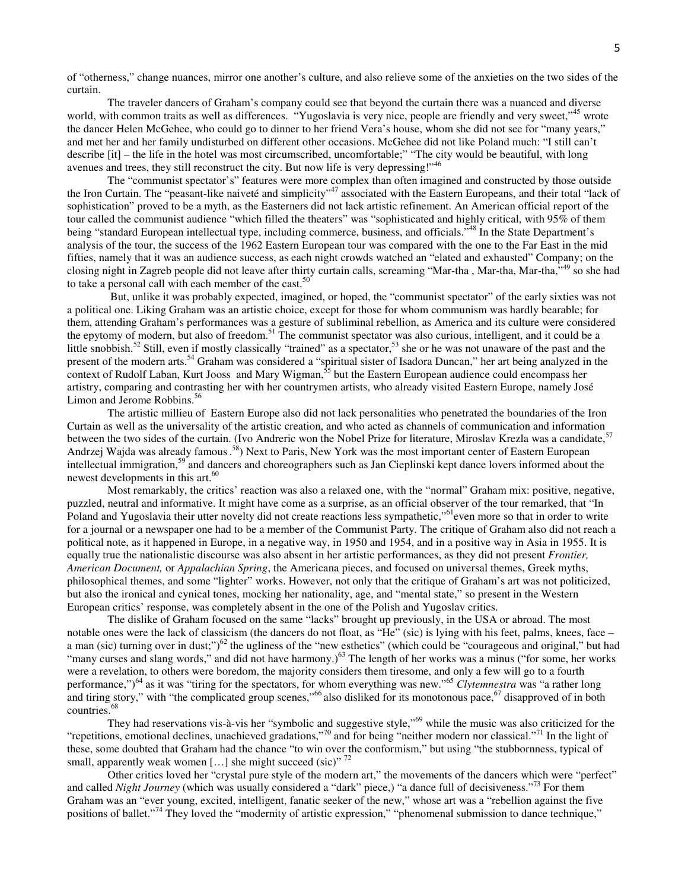of "otherness," change nuances, mirror one another's culture, and also relieve some of the anxieties on the two sides of the curtain.

The traveler dancers of Graham's company could see that beyond the curtain there was a nuanced and diverse world, with common traits as well as differences. "Yugoslavia is very nice, people are friendly and very sweet,"[45] wrote the dancer Helen McGehee, who could go to dinner to her friend Vera's house, whom she did not see for "many years," and met her and her family undisturbed on different other occasions. McGehee did not like Poland much: "I still can't describe [it] – the life in the hotel was most circumscribed, uncomfortable;" "The city would be beautiful, with long avenues and trees, they still reconstruct the city. But now life is very depressing!"[46]

The "communist spectator's" features were more complex than often imagined and constructed by those outside the Iron Curtain. The "peasant-like naiveté and simplicity"[47] associated with the Eastern Europeans, and their total "lack of sophistication" proved to be a myth, as the Easterners did not lack artistic refinement. An American official report of the tour called the communist audience "which filled the theaters" was "sophisticated and highly critical, with 95% of them being "standard European intellectual type, including commerce, business, and officials."[48] In the State Department's analysis of the tour, the success of the 1962 Eastern European tour was compared with the one to the Far East in the mid fifties, namely that it was an audience success, as each night crowds watched an "elated and exhausted" Company; on the closing night in Zagreb people did not leave after thirty curtain calls, screaming "Mar-tha , Mar-tha, Mar-tha,"[49] so she had to take a personal call with each member of the cast.[50]

But, unlike it was probably expected, imagined, or hoped, the "communist spectator" of the early sixties was not a political one. Liking Graham was an artistic choice, except for those for whom communism was hardly bearable; for them, attending Graham's performances was a gesture of subliminal rebellion, as America and its culture were considered the epytomy of modern, but also of freedom.[51] The communist spectator was also curious, intelligent, and it could be a little snobbish.[52] Still, even if mostly classically "trained" as a spectator,[53] she or he was not unaware of the past and the present of the modern arts.[54] Graham was considered a "spiritual sister of Isadora Duncan," her art being analyzed in the context of Rudolf Laban, Kurt Jooss and Mary Wigman,[55] but the Eastern European audience could encompass her artistry, comparing and contrasting her with her countrymen artists, who already visited Eastern Europe, namely José Limon and Jerome Robbins.[56]

The artistic millieu of Eastern Europe also did not lack personalities who penetrated the boundaries of the Iron Curtain as well as the universality of the artistic creation, and who acted as channels of communication and information between the two sides of the curtain. (Ivo Andreric won the Nobel Prize for literature, Miroslav Krezla was a candidate,[57] Andrzej Wajda was already famous .[58]) Next to Paris, New York was the most important center of Eastern European intellectual immigration,[59] and dancers and choreographers such as Jan Cieplinski kept dance lovers informed about the newest developments in this art.[60]

Most remarkably, the critics' reaction was also a relaxed one, with the "normal" Graham mix: positive, negative, puzzled, neutral and informative. It might have come as a surprise, as an official observer of the tour remarked, that "In Poland and Yugoslavia their utter novelty did not create reactions less sympathetic,"[61]even more so that in order to write for a journal or a newspaper one had to be a member of the Communist Party. The critique of Graham also did not reach a political note, as it happened in Europe, in a negative way, in 1950 and 1954, and in a positive way in Asia in 1955. It is equally true the nationalistic discourse was also absent in her artistic performances, as they did not present *Frontier, American Document,* or *Appalachian Spring*, the Americana pieces, and focused on universal themes, Greek myths, philosophical themes, and some "lighter" works. However, not only that the critique of Graham's art was not politicized, but also the ironical and cynical tones, mocking her nationality, age, and "mental state," so present in the Western European critics' response, was completely absent in the one of the Polish and Yugoslav critics.

The dislike of Graham focused on the same "lacks" brought up previously, in the USA or abroad. The most notable ones were the lack of classicism (the dancers do not float, as "He" (sic) is lying with his feet, palms, knees, face – a man (sic) turning over in dust;")[62] the ugliness of the "new esthetics" (which could be "courageous and original," but had "many curses and slang words," and did not have harmony.)[63] The length of her works was a minus ("for some, her works were a revelation, to others were boredom, the majority considers them tiresome, and only a few will go to a fourth performance,")[64] as it was "tiring for the spectators, for whom everything was new."[65] *Clytemnestra* was "a rather long and tiring story," with "the complicated group scenes,"[66] also disliked for its monotonous pace,[67] disapproved of in both countries.[68]

They had reservations vis-à-vis her "symbolic and suggestive style,"[69] while the music was also criticized for the "repetitions, emotional declines, unachieved gradations,"[70] and for being "neither modern nor classical."[71] In the light of these, some doubted that Graham had the chance "to win over the conformism," but using "the stubbornness, typical of small, apparently weak women […] she might succeed (sic)" [72]

Other critics loved her "crystal pure style of the modern art," the movements of the dancers which were "perfect" and called *Night Journey* (which was usually considered a "dark" piece,) "a dance full of decisiveness."[73] For them Graham was an "ever young, excited, intelligent, fanatic seeker of the new," whose art was a "rebellion against the five positions of ballet."[74] They loved the "modernity of artistic expression," "phenomenal submission to dance technique,"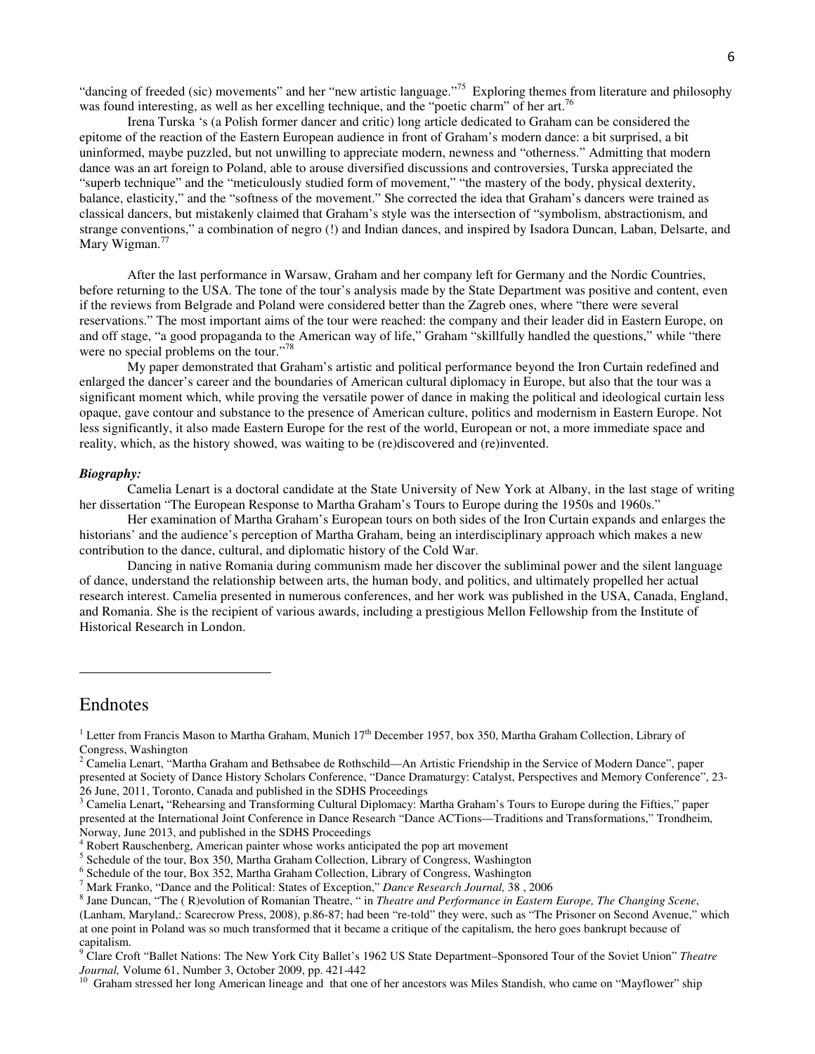"dancing of freeded (sic) movements" and her "new artistic language."[75] Exploring themes from literature and philosophy was found interesting, as well as her excelling technique, and the "poetic charm" of her art.[76]

Irena Turska 's (a Polish former dancer and critic) long article dedicated to Graham can be considered the epitome of the reaction of the Eastern European audience in front of Graham's modern dance: a bit surprised, a bit uninformed, maybe puzzled, but not unwilling to appreciate modern, newness and "otherness." Admitting that modern dance was an art foreign to Poland, able to arouse diversified discussions and controversies, Turska appreciated the "superb technique" and the "meticulously studied form of movement," "the mastery of the body, physical dexterity, balance, elasticity," and the "softness of the movement." She corrected the idea that Graham's dancers were trained as classical dancers, but mistakenly claimed that Graham's style was the intersection of "symbolism, abstractionism, and strange conventions," a combination of negro (!) and Indian dances, and inspired by Isadora Duncan, Laban, Delsarte, and Mary Wigman.[77]

After the last performance in Warsaw, Graham and her company left for Germany and the Nordic Countries, before returning to the USA. The tone of the tour's analysis made by the State Department was positive and content, even if the reviews from Belgrade and Poland were considered better than the Zagreb ones, where "there were several reservations." The most important aims of the tour were reached: the company and their leader did in Eastern Europe, on and off stage, "a good propaganda to the American way of life," Graham "skillfully handled the questions," while "there were no special problems on the tour."[78]

My paper demonstrated that Graham's artistic and political performance beyond the Iron Curtain redefined and enlarged the dancer's career and the boundaries of American cultural diplomacy in Europe, but also that the tour was a significant moment which, while proving the versatile power of dance in making the political and ideological curtain less opaque, gave contour and substance to the presence of American culture, politics and modernism in Eastern Europe. Not less significantly, it also made Eastern Europe for the rest of the world, European or not, a more immediate space and reality, which, as the history showed, was waiting to be (re)discovered and (re)invented.

***Biography:***

Camelia Lenart is a doctoral candidate at the State University of New York at Albany, in the last stage of writing her dissertation "The European Response to Martha Graham's Tours to Europe during the 1950s and 1960s."

Her examination of Martha Graham's European tours on both sides of the Iron Curtain expands and enlarges the historians' and the audience's perception of Martha Graham, being an interdisciplinary approach which makes a new contribution to the dance, cultural, and diplomatic history of the Cold War.

Dancing in native Romania during communism made her discover the subliminal power and the silent language of dance, understand the relationship between arts, the human body, and politics, and ultimately propelled her actual research interest. Camelia presented in numerous conferences, and her work was published in the USA, Canada, England, and Romania. She is the recipient of various awards, including a prestigious Mellon Fellowship from the Institute of Historical Research in London.

# Endnotes

[1] Letter from Francis Mason to Martha Graham, Munich 17th December 1957, box 350, Martha Graham Collection, Library of Congress, Washington

[2] Camelia Lenart, "Martha Graham and Bethsabee de Rothschild—An Artistic Friendship in the Service of Modern Dance", paper presented at Society of Dance History Scholars Conference, "Dance Dramaturgy: Catalyst, Perspectives and Memory Conference", 23-26 June, 2011, Toronto, Canada and published in the SDHS Proceedings

[3] Camelia Lenart**,** "Rehearsing and Transforming Cultural Diplomacy: Martha Graham's Tours to Europe during the Fifties," paper presented at the International Joint Conference in Dance Research "Dance ACTions—Traditions and Transformations," Trondheim, Norway, June 2013, and published in the SDHS Proceedings

[4] Robert Rauschenberg, American painter whose works anticipated the pop art movement

[5] Schedule of the tour, Box 350, Martha Graham Collection, Library of Congress, Washington

[6] Schedule of the tour, Box 352, Martha Graham Collection, Library of Congress, Washington

[7] Mark Franko, "Dance and the Political: States of Exception," *Dance Research Journal,* 38 , 2006

[8] Jane Duncan, "The ( R)evolution of Romanian Theatre, " in *Theatre and Performance in Eastern Europe, The Changing Scene*, (Lanham, Maryland,: Scarecrow Press, 2008), p.86-87; had been "re-told" they were, such as "The Prisoner on Second Avenue," which at one point in Poland was so much transformed that it became a critique of the capitalism, the hero goes bankrupt because of capitalism.

[9] Clare Croft "Ballet Nations: The New York City Ballet's 1962 US State Department–Sponsored Tour of the Soviet Union" *Theatre Journal,* Volume 61, Number 3, October 2009, pp. 421-442

[10] Graham stressed her long American lineage and that one of her ancestors was Miles Standish, who came on "Mayflower" ship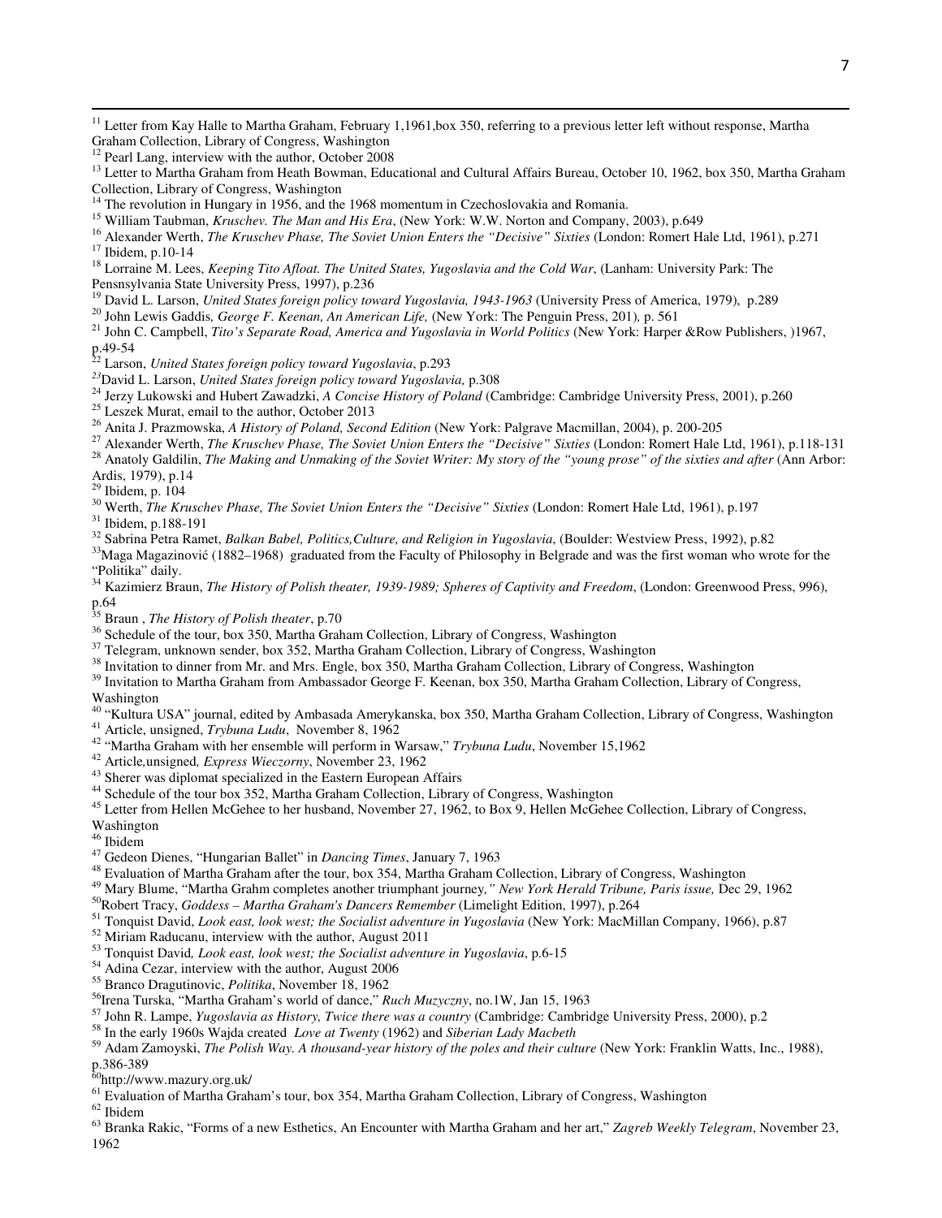[11] Letter from Kay Halle to Martha Graham, February 1,1961,box 350, referring to a previous letter left without response, Martha Graham Collection, Library of Congress, Washington

[12] Pearl Lang, interview with the author, October 2008

[13] Letter to Martha Graham from Heath Bowman, Educational and Cultural Affairs Bureau, October 10, 1962, box 350, Martha Graham Collection, Library of Congress, Washington

[14] The revolution in Hungary in 1956, and the 1968 momentum in Czechoslovakia and Romania.

[15] William Taubman, *Kruschev. The Man and His Era*, (New York: W.W. Norton and Company, 2003), p.649

[16] Alexander Werth, *The Kruschev Phase, The Soviet Union Enters the "Decisive" Sixties* (London: Romert Hale Ltd, 1961), p.271

[17] Ibidem, p.10-14

[18] Lorraine M. Lees, *Keeping Tito Afloat. The United States, Yugoslavia and the Cold War*, (Lanham: University Park: The Pensnsylvania State University Press, 1997), p.236

[19] David L. Larson, *United States foreign policy toward Yugoslavia, 1943-1963* (University Press of America, 1979), p.289

[20] John Lewis Gaddis*, George F. Keenan, An American Life,* (New York: The Penguin Press, 201)*,* p. 561

[21] John C. Campbell, *Tito's Separate Road, America and Yugoslavia in World Politics* (New York: Harper &Row Publishers, )1967, p.49-54

[22] Larson, *United States foreign policy toward Yugoslavia*, p.293

[23]David L. Larson, *United States foreign policy toward Yugoslavia,* p.308

[24] Jerzy Lukowski and Hubert Zawadzki, *A Concise History of Poland* (Cambridge: Cambridge University Press, 2001), p.260

[25] Leszek Murat, email to the author, October 2013

[26] Anita J. Prazmowska, *A History of Poland, Second Edition* (New York: Palgrave Macmillan, 2004), p. 200-205

[27] Alexander Werth, *The Kruschev Phase, The Soviet Union Enters the "Decisive" Sixties* (London: Romert Hale Ltd, 1961), p.118-131

[28] Anatoly Galdilin, *The Making and Unmaking of the Soviet Writer: My story of the "young prose" of the sixties and after* (Ann Arbor: Ardis, 1979), p.14

[29] Ibidem, p. 104

[30] Werth, *The Kruschev Phase, The Soviet Union Enters the "Decisive" Sixties* (London: Romert Hale Ltd, 1961), p.197

[31] Ibidem, p.188-191

[32] Sabrina Petra Ramet, *Balkan Babel, Politics,Culture, and Religion in Yugoslavia*, (Boulder: Westview Press, 1992), p.82

[33]Maga Magazinović (1882–1968) graduated from the Faculty of Philosophy in Belgrade and was the first woman who wrote for the "Politika" daily.

[34] Kazimierz Braun, *The History of Polish theater, 1939-1989; Spheres of Captivity and Freedom*, (London: Greenwood Press, 996), p.64

[35] Braun , *The History of Polish theater*, p.70

[36] Schedule of the tour, box 350, Martha Graham Collection, Library of Congress, Washington

[37] Telegram, unknown sender, box 352, Martha Graham Collection, Library of Congress, Washington

[38] Invitation to dinner from Mr. and Mrs. Engle, box 350, Martha Graham Collection, Library of Congress, Washington

[39] Invitation to Martha Graham from Ambassador George F. Keenan, box 350, Martha Graham Collection, Library of Congress, Washington

[40] "Kultura USA" journal, edited by Ambasada Amerykanska, box 350, Martha Graham Collection, Library of Congress, Washington

[41] Article, unsigned, *Trybuna Ludu*, November 8, 1962

[42] "Martha Graham with her ensemble will perform in Warsaw," *Trybuna Ludu*, November 15,1962

[42] Article*,*unsigned*, Express Wieczorny*, November 23, 1962

[43] Sherer was diplomat specialized in the Eastern European Affairs

[44] Schedule of the tour box 352, Martha Graham Collection, Library of Congress, Washington

[45] Letter from Hellen McGehee to her husband, November 27, 1962, to Box 9, Hellen McGehee Collection, Library of Congress, Washington

[46] Ibidem

[47] Gedeon Dienes, "Hungarian Ballet" in *Dancing Times*, January 7, 1963

[48] Evaluation of Martha Graham after the tour, box 354, Martha Graham Collection, Library of Congress, Washington

[49] Mary Blume, "Martha Grahm completes another triumphant journey*," New York Herald Tribune, Paris issue,* Dec 29, 1962

[50]Robert Tracy, *Goddess – Martha Graham's Dancers Remember* (Limelight Edition, 1997), p.264

[51] Tonquist David, *Look east, look west; the Socialist adventure in Yugoslavia* (New York: MacMillan Company, 1966), p.87

[52] Miriam Raducanu, interview with the author, August 2011

[53] Tonquist David*, Look east, look west; the Socialist adventure in Yugoslavia*, p.6-15

[54] Adina Cezar, interview with the author, August 2006

[55] Branco Dragutinovic, *Politika*, November 18, 1962

[56]Irena Turska, "Martha Graham's world of dance," *Ruch Muzyczny*, no.1W, Jan 15, 1963

[57] John R. Lampe, *Yugoslavia as History, Twice there was a country* (Cambridge: Cambridge University Press, 2000), p.2

[58] In the early 1960s Wajda created *Love at Twenty* (1962) and *Siberian Lady Macbeth*

[59] Adam Zamoyski, *The Polish Way. A thousand-year history of the poles and their culture* (New York: Franklin Watts, Inc., 1988), p.386-389

[60]http://www.mazury.org.uk/

[61] Evaluation of Martha Graham's tour, box 354, Martha Graham Collection, Library of Congress, Washington

[62] Ibidem

[63] Branka Rakic, "Forms of a new Esthetics, An Encounter with Martha Graham and her art," *Zagreb Weekly Telegram*, November 23, 1962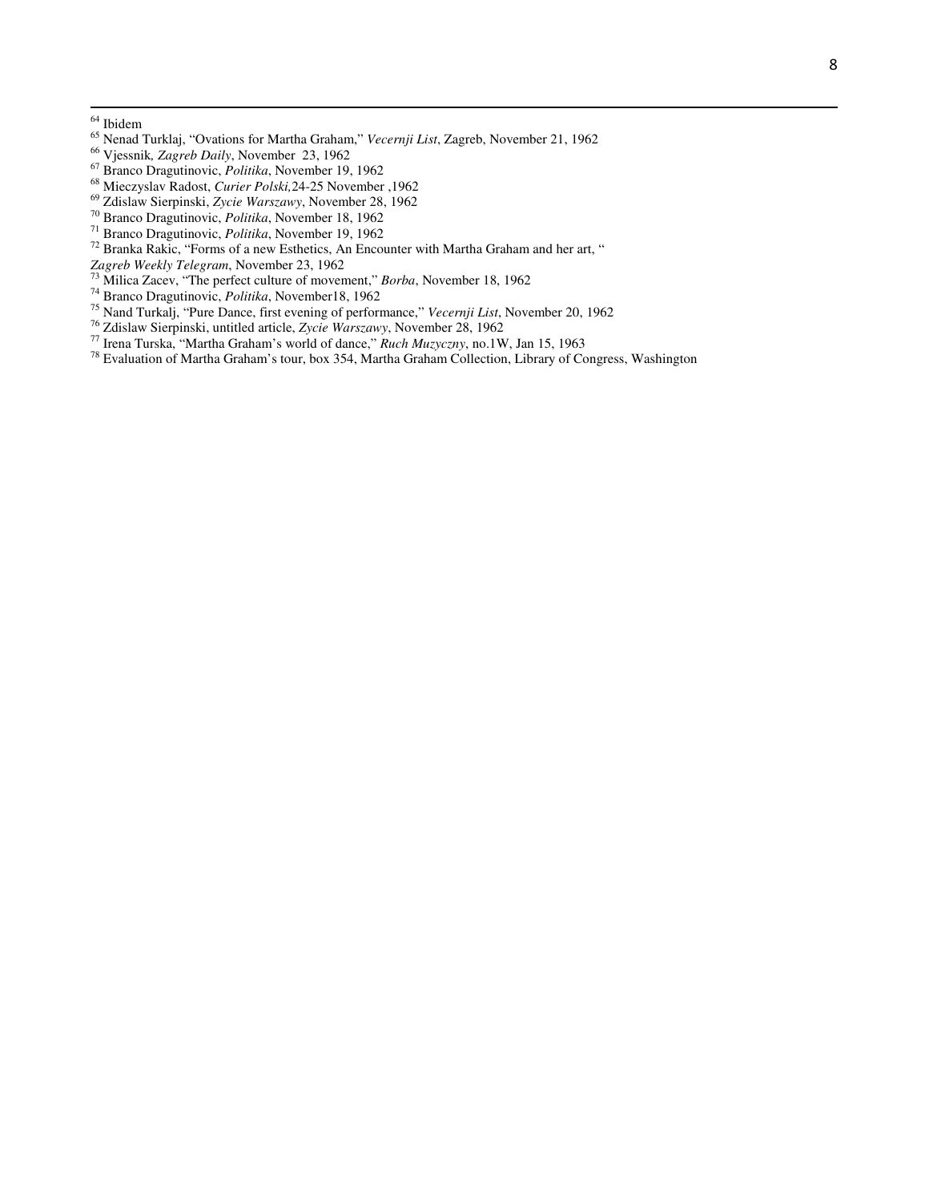[64] Ibidem

[65] Nenad Turklaj, "Ovations for Martha Graham," *Vecernji List*, Zagreb, November 21, 1962

[66] Vjessnik*, Zagreb Daily*, November 23, 1962

[67] Branco Dragutinovic, *Politika*, November 19, 1962

[68] Mieczyslav Radost, *Curier Polski,*24-25 November ,1962

[69] Zdislaw Sierpinski, *Zycie Warszawy*, November 28, 1962

[70] Branco Dragutinovic, *Politika*, November 18, 1962

[71] Branco Dragutinovic, *Politika*, November 19, 1962

[72] Branka Rakic, "Forms of a new Esthetics, An Encounter with Martha Graham and her art, " *Zagreb Weekly Telegram*, November 23, 1962

[73] Milica Zacev, "The perfect culture of movement," *Borba*, November 18, 1962

[74] Branco Dragutinovic, *Politika*, November18, 1962

[75] Nand Turkalj, "Pure Dance, first evening of performance," *Vecernji List*, November 20, 1962

[76] Zdislaw Sierpinski, untitled article, *Zycie Warszawy*, November 28, 1962

[77] Irena Turska, "Martha Graham's world of dance," *Ruch Muzyczny*, no.1W, Jan 15, 1963

[78] Evaluation of Martha Graham's tour, box 354, Martha Graham Collection, Library of Congress, Washington